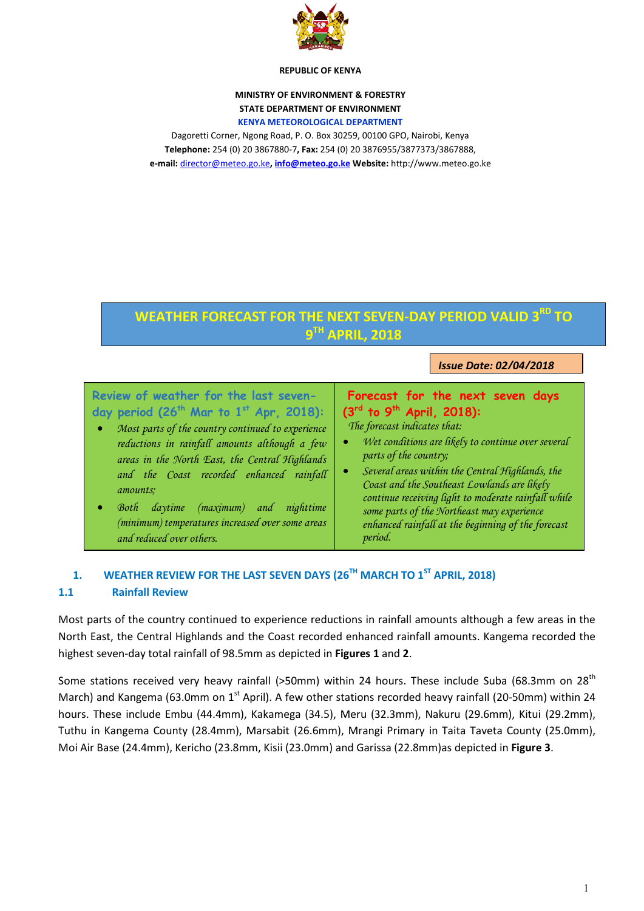**REPUBLIC OF KENYA**

**MINISTRY OF ENVIRONMENT & FORESTRY**
**STATE DEPARTMENT OF ENVIRONMENT**
**KENYA METEOROLOGICAL DEPARTMENT**

Dagoretti Corner, Ngong Road, P. O. Box 30259, 00100 GPO, Nairobi, Kenya
**Telephone:** 254 (0) 20 3867880-7, **Fax:** 254 (0) 20 3876955/3877373/3867888,
**e-mail:** director@meteo.go.ke, **info@meteo.go.ke** **Website:** http://www.meteo.go.ke

# WEATHER FORECAST FOR THE NEXT SEVEN-DAY PERIOD VALID 3RD TO 9TH APRIL, 2018

***Issue Date: 02/04/2018***

**Review of weather for the last seven-day period (26th Mar to 1st Apr, 2018):**

- *Most parts of the country continued to experience reductions in rainfall amounts although a few areas in the North East, the Central Highlands and the Coast recorded enhanced rainfall amounts;*
- *Both daytime (maximum) and nighttime (minimum) temperatures increased over some areas and reduced over others.*

**Forecast for the next seven days (3rd to 9th April, 2018):**

*The forecast indicates that:*

- *Wet conditions are likely to continue over several parts of the country;*
- *Several areas within the Central Highlands, the Coast and the Southeast Lowlands are likely continue receiving light to moderate rainfall while some parts of the Northeast may experience enhanced rainfall at the beginning of the forecast period.*

## 1. WEATHER REVIEW FOR THE LAST SEVEN DAYS (26TH MARCH TO 1ST APRIL, 2018)

### 1.1 Rainfall Review

Most parts of the country continued to experience reductions in rainfall amounts although a few areas in the North East, the Central Highlands and the Coast recorded enhanced rainfall amounts. Kangema recorded the highest seven-day total rainfall of 98.5mm as depicted in **Figures 1** and **2**.

Some stations received very heavy rainfall (>50mm) within 24 hours. These include Suba (68.3mm on 28th March) and Kangema (63.0mm on 1st April). A few other stations recorded heavy rainfall (20-50mm) within 24 hours. These include Embu (44.4mm), Kakamega (34.5), Meru (32.3mm), Nakuru (29.6mm), Kitui (29.2mm), Tuthu in Kangema County (28.4mm), Marsabit (26.6mm), Mrangi Primary in Taita Taveta County (25.0mm), Moi Air Base (24.4mm), Kericho (23.8mm, Kisii (23.0mm) and Garissa (22.8mm)as depicted in **Figure 3**.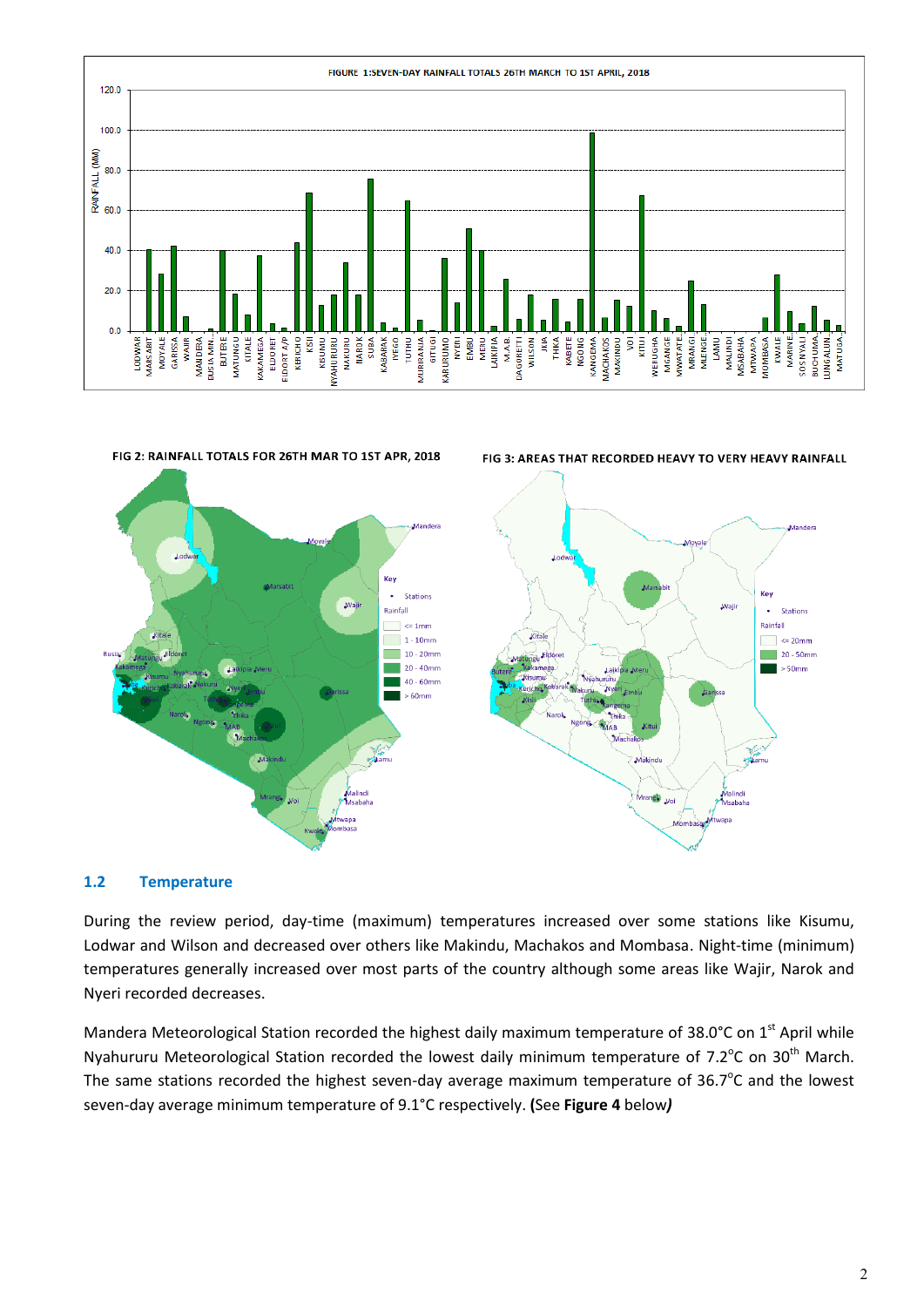FIGURE 1:SEVEN-DAY RAINFALL TOTALS 26TH MARCH TO 1ST APRIL, 2018

FIG 2: RAINFALL TOTALS FOR 26TH MAR TO 1ST APR, 2018

FIG 3: AREAS THAT RECORDED HEAVY TO VERY HEAVY RAINFALL

### 1.2 Temperature

During the review period, day-time (maximum) temperatures increased over some stations like Kisumu, Lodwar and Wilson and decreased over others like Makindu, Machakos and Mombasa. Night-time (minimum) temperatures generally increased over most parts of the country although some areas like Wajir, Narok and Nyeri recorded decreases.

Mandera Meteorological Station recorded the highest daily maximum temperature of 38.0°C on 1st April while Nyahururu Meteorological Station recorded the lowest daily minimum temperature of 7.2°C on 30th March. The same stations recorded the highest seven-day average maximum temperature of 36.7°C and the lowest seven-day average minimum temperature of 9.1°C respectively. **(**See **Figure 4** below***)***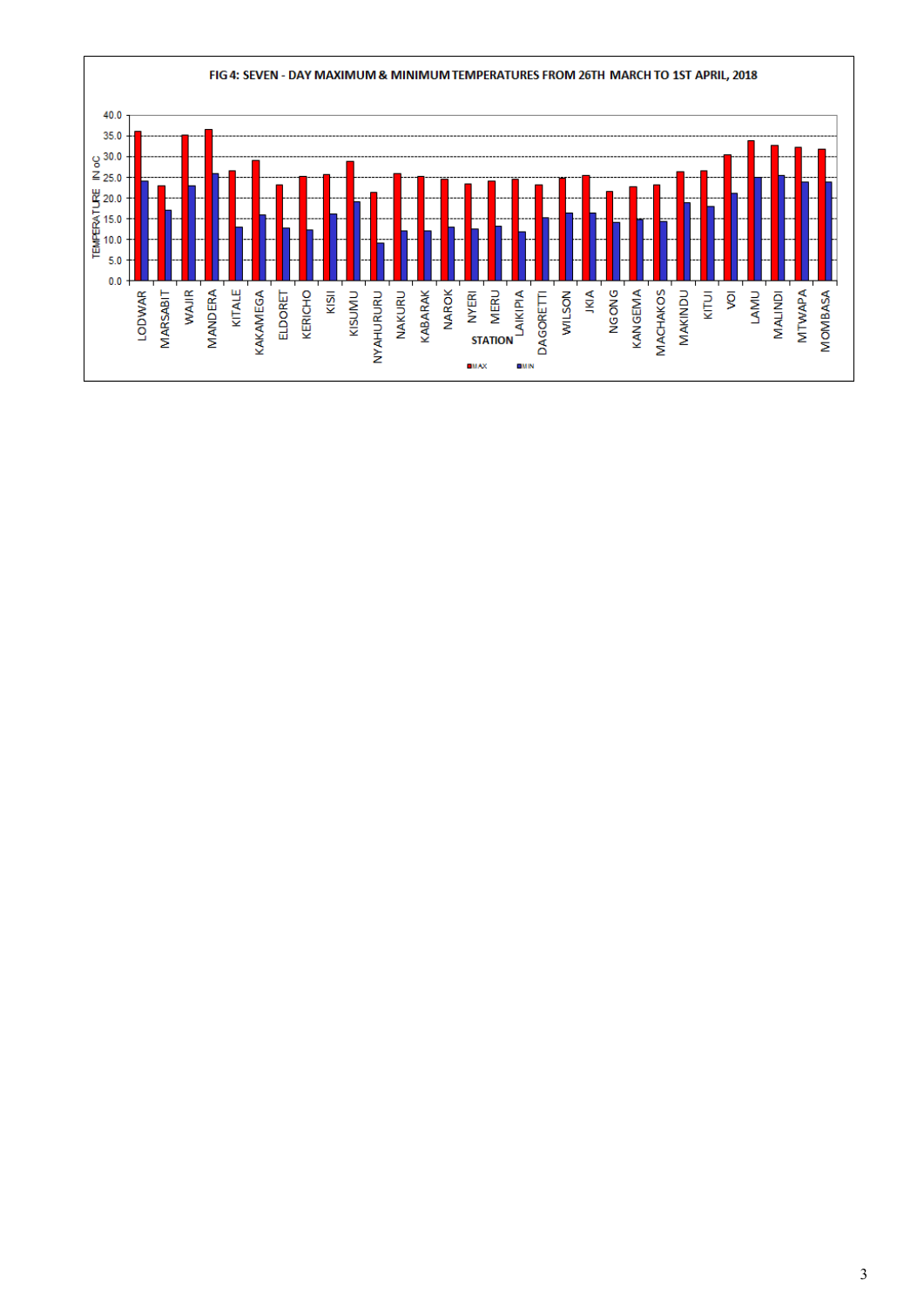FIG 4: SEVEN - DAY MAXIMUM & MINIMUM TEMPERATURES FROM 26TH MARCH TO 1ST APRIL, 2018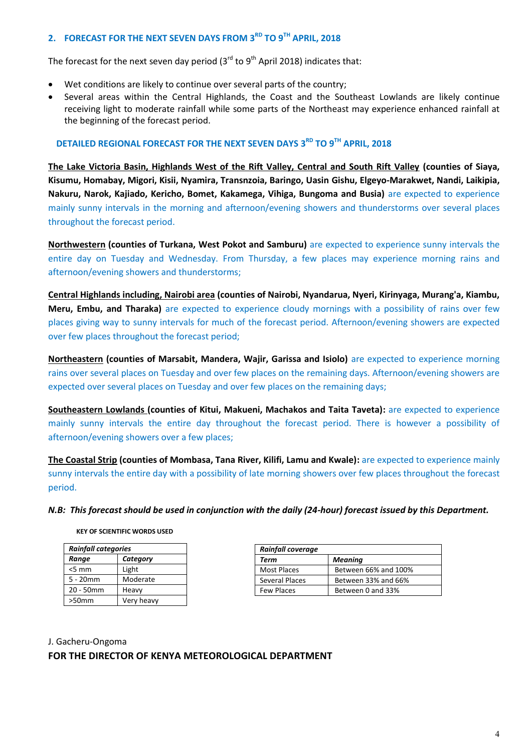## 2. FORECAST FOR THE NEXT SEVEN DAYS FROM 3RD TO 9TH APRIL, 2018

The forecast for the next seven day period (3rd to 9th April 2018) indicates that:

- Wet conditions are likely to continue over several parts of the country;
- Several areas within the Central Highlands, the Coast and the Southeast Lowlands are likely continue receiving light to moderate rainfall while some parts of the Northeast may experience enhanced rainfall at the beginning of the forecast period.

### DETAILED REGIONAL FORECAST FOR THE NEXT SEVEN DAYS 3RD TO 9TH APRIL, 2018

**The Lake Victoria Basin, Highlands West of the Rift Valley, Central and South Rift Valley (counties of Siaya, Kisumu, Homabay, Migori, Kisii, Nyamira, Transnzoia, Baringo, Uasin Gishu, Elgeyo-Marakwet, Nandi, Laikipia, Nakuru, Narok, Kajiado, Kericho, Bomet, Kakamega, Vihiga, Bungoma and Busia)** are expected to experience mainly sunny intervals in the morning and afternoon/evening showers and thunderstorms over several places throughout the forecast period.

**Northwestern (counties of Turkana, West Pokot and Samburu)** are expected to experience sunny intervals the entire day on Tuesday and Wednesday. From Thursday, a few places may experience morning rains and afternoon/evening showers and thunderstorms;

**Central Highlands including, Nairobi area (counties of Nairobi, Nyandarua, Nyeri, Kirinyaga, Murang'a, Kiambu, Meru, Embu, and Tharaka)** are expected to experience cloudy mornings with a possibility of rains over few places giving way to sunny intervals for much of the forecast period. Afternoon/evening showers are expected over few places throughout the forecast period;

**Northeastern (counties of Marsabit, Mandera, Wajir, Garissa and Isiolo)** are expected to experience morning rains over several places on Tuesday and over few places on the remaining days. Afternoon/evening showers are expected over several places on Tuesday and over few places on the remaining days;

**Southeastern Lowlands (counties of Kitui, Makueni, Machakos and Taita Taveta):** are expected to experience mainly sunny intervals the entire day throughout the forecast period. There is however a possibility of afternoon/evening showers over a few places;

**The Coastal Strip (counties of Mombasa, Tana River, Kilifi, Lamu and Kwale):** are expected to experience mainly sunny intervals the entire day with a possibility of late morning showers over few places throughout the forecast period.

***N.B: This forecast should be used in conjunction with the daily (24-hour) forecast issued by this Department.***

**KEY OF SCIENTIFIC WORDS USED**

| *Rainfall categories* | |
|---|---|
| ***Range*** | ***Category*** |
| <5 mm | Light |
| 5 - 20mm | Moderate |
| 20 - 50mm | Heavy |
| >50mm | Very heavy |

| *Rainfall coverage* | |
|---|---|
| ***Term*** | ***Meaning*** |
| Most Places | Between 66% and 100% |
| Several Places | Between 33% and 66% |
| Few Places | Between 0 and 33% |

J. Gacheru-Ongoma

**FOR THE DIRECTOR OF KENYA METEOROLOGICAL DEPARTMENT**